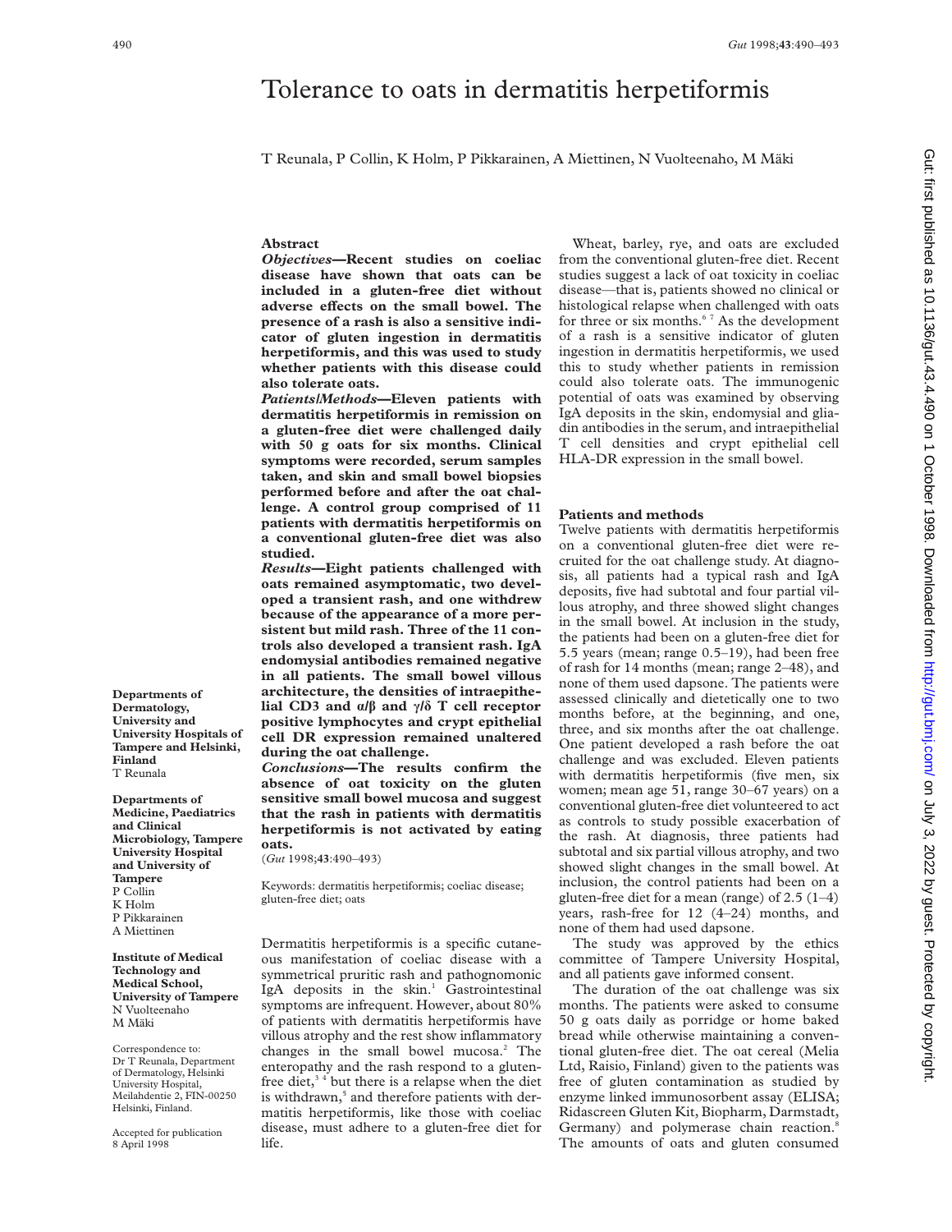# Tolerance to oats in dermatitis herpetiformis

T Reunala, P Collin, K Holm, P Pikkarainen, A Miettinen, N Vuolteenaho, M Mäki

Departments of Dermatology, University and University Hospitals of Tampere and Helsinki, Finland
T Reunala

Departments of Medicine, Paediatrics and Clinical Microbiology, Tampere University Hospital and University of Tampere
P Collin
K Holm
P Pikkarainen
A Miettinen

Institute of Medical Technology and Medical School, University of Tampere
N Vuolteenaho
M Mäki

Correspondence to: Dr T Reunala, Department of Dermatology, Helsinki University Hospital, Meilahdentie 2, FIN-00250 Helsinki, Finland.

Accepted for publication 8 April 1998

## Abstract

***Objectives*—Recent studies on coeliac disease have shown that oats can be included in a gluten-free diet without adverse effects on the small bowel. The presence of a rash is also a sensitive indicator of gluten ingestion in dermatitis herpetiformis, and this was used to study whether patients with this disease could also tolerate oats.**

***Patients/Methods*—Eleven patients with dermatitis herpetiformis in remission on a gluten-free diet were challenged daily with 50 g oats for six months. Clinical symptoms were recorded, serum samples taken, and skin and small bowel biopsies performed before and after the oat challenge. A control group comprised of 11 patients with dermatitis herpetiformis on a conventional gluten-free diet was also studied.**

***Results*—Eight patients challenged with oats remained asymptomatic, two developed a transient rash, and one withdrew because of the appearance of a more persistent but mild rash. Three of the 11 controls also developed a transient rash. IgA endomysial antibodies remained negative in all patients. The small bowel villous architecture, the densities of intraepithelial CD3 and α/β and γ/δ T cell receptor positive lymphocytes and crypt epithelial cell DR expression remained unaltered during the oat challenge.**

***Conclusions*—The results confirm the absence of oat toxicity on the gluten sensitive small bowel mucosa and suggest that the rash in patients with dermatitis herpetiformis is not activated by eating oats.**

(*Gut* 1998;**43**:490–493)

Keywords: dermatitis herpetiformis; coeliac disease; gluten-free diet; oats

Dermatitis herpetiformis is a specific cutaneous manifestation of coeliac disease with a symmetrical pruritic rash and pathognomonic IgA deposits in the skin.[1] Gastrointestinal symptoms are infrequent. However, about 80% of patients with dermatitis herpetiformis have villous atrophy and the rest show inflammatory changes in the small bowel mucosa.[2] The enteropathy and the rash respond to a gluten-free diet,[3,4] but there is a relapse when the diet is withdrawn,[5] and therefore patients with dermatitis herpetiformis, like those with coeliac disease, must adhere to a gluten-free diet for life.

Wheat, barley, rye, and oats are excluded from the conventional gluten-free diet. Recent studies suggest a lack of oat toxicity in coeliac disease—that is, patients showed no clinical or histological relapse when challenged with oats for three or six months.[6,7] As the development of a rash is a sensitive indicator of gluten ingestion in dermatitis herpetiformis, we used this to study whether patients in remission could also tolerate oats. The immunogenic potential of oats was examined by observing IgA deposits in the skin, endomysial and gliadin antibodies in the serum, and intraepithelial T cell densities and crypt epithelial cell HLA-DR expression in the small bowel.

## Patients and methods

Twelve patients with dermatitis herpetiformis on a conventional gluten-free diet were recruited for the oat challenge study. At diagnosis, all patients had a typical rash and IgA deposits, five had subtotal and four partial villous atrophy, and three showed slight changes in the small bowel. At inclusion in the study, the patients had been on a gluten-free diet for 5.5 years (mean; range 0.5–19), had been free of rash for 14 months (mean; range 2–48), and none of them used dapsone. The patients were assessed clinically and dietetically one to two months before, at the beginning, and one, three, and six months after the oat challenge. One patient developed a rash before the oat challenge and was excluded. Eleven patients with dermatitis herpetiformis (five men, six women; mean age 51, range 30–67 years) on a conventional gluten-free diet volunteered to act as controls to study possible exacerbation of the rash. At diagnosis, three patients had subtotal and six partial villous atrophy, and two showed slight changes in the small bowel. At inclusion, the control patients had been on a gluten-free diet for a mean (range) of 2.5 (1–4) years, rash-free for 12 (4–24) months, and none of them had used dapsone.

The study was approved by the ethics committee of Tampere University Hospital, and all patients gave informed consent.

The duration of the oat challenge was six months. The patients were asked to consume 50 g oats daily as porridge or home baked bread while otherwise maintaining a conventional gluten-free diet. The oat cereal (Melia Ltd, Raisio, Finland) given to the patients was free of gluten contamination as studied by enzyme linked immunosorbent assay (ELISA; Ridascreen Gluten Kit, Biopharm, Darmstadt, Germany) and polymerase chain reaction.[8] The amounts of oats and gluten consumed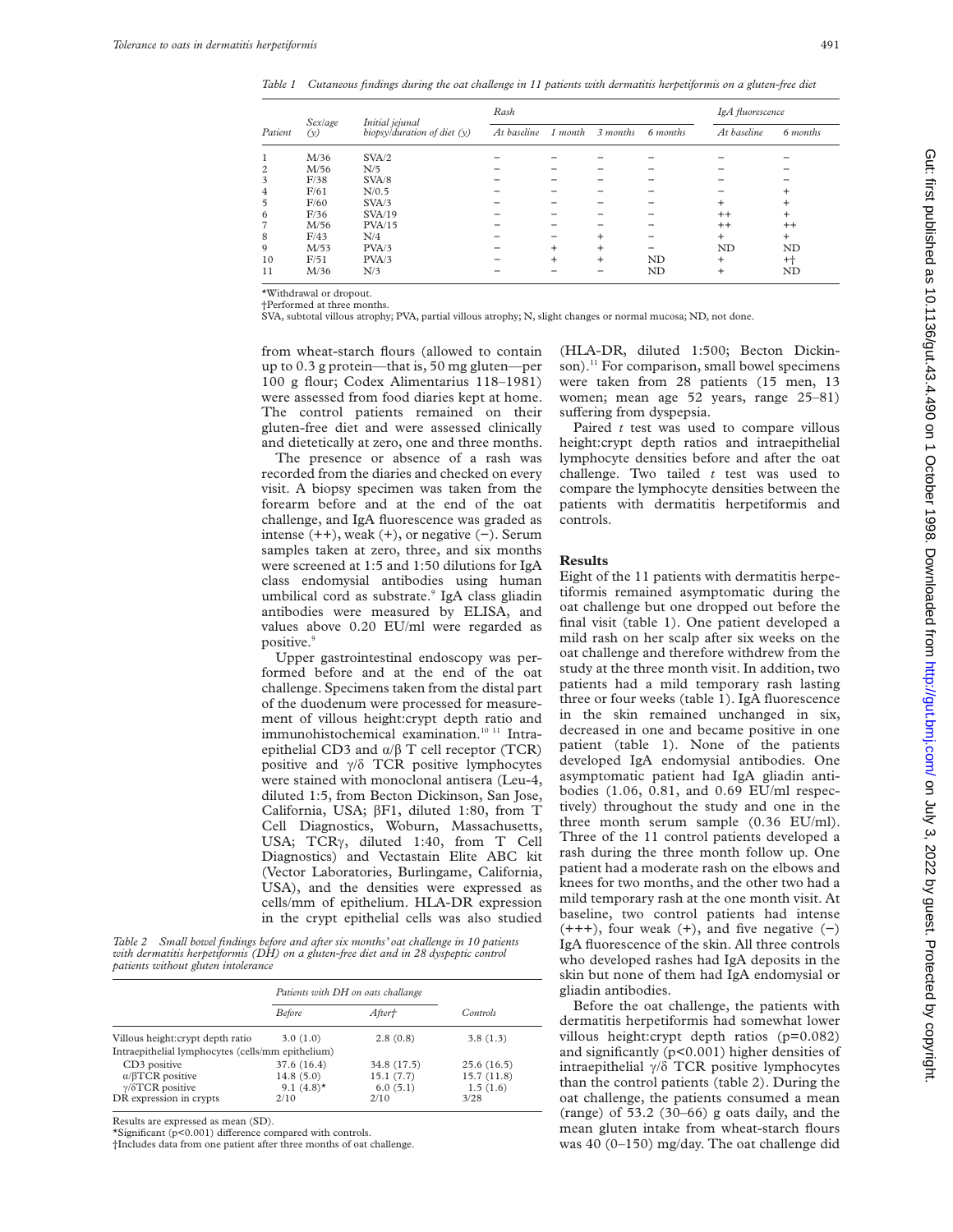*Table 1 Cutaneous findings during the oat challenge in 11 patients with dermatitis herpetiformis on a gluten-free diet*

| Patient | Sex/age (y) | Initial jejunal biopsy/duration of diet (y) | Rash | | | | IgA fluorescence | |
|---|---|---|---|---|---|---|---|---|
| | | | At baseline | 1 month | 3 months | 6 months | At baseline | 6 months |
| 1 | M/36 | SVA/2 | − | − | − | − | − | − |
| 2 | M/56 | N/5 | − | − | − | − | − | − |
| 3 | F/38 | SVA/8 | − | − | − | − | − | − |
| 4 | F/61 | N/0.5 | − | − | − | − | − | + |
| 5 | F/60 | SVA/3 | − | − | − | − | + | + |
| 6 | F/36 | SVA/19 | − | − | − | − | ++ | + |
| 7 | M/56 | PVA/15 | − | − | − | − | ++ | ++ |
| 8 | F/43 | N/4 | − | − | + | − | + | + |
| 9 | M/53 | PVA/3 | − | + | + | − | ND | ND |
| 10 | F/51 | PVA/3 | − | + | + | ND | + | +† |
| 11 | M/36 | N/3 | − | − | − | ND | + | ND |

*Withdrawal or dropout.
†Performed at three months.
SVA, subtotal villous atrophy; PVA, partial villous atrophy; N, slight changes or normal mucosa; ND, not done.

from wheat-starch flours (allowed to contain up to 0.3 g protein—that is, 50 mg gluten—per 100 g flour; Codex Alimentarius 118–1981) were assessed from food diaries kept at home. The control patients remained on their gluten-free diet and were assessed clinically and dietetically at zero, one and three months.

The presence or absence of a rash was recorded from the diaries and checked on every visit. A biopsy specimen was taken from the forearm before and at the end of the oat challenge, and IgA fluorescence was graded as intense (++), weak (+), or negative (−). Serum samples taken at zero, three, and six months were screened at 1:5 and 1:50 dilutions for IgA class endomysial antibodies using human umbilical cord as substrate.[9] IgA class gliadin antibodies were measured by ELISA, and values above 0.20 EU/ml were regarded as positive.[9]

Upper gastrointestinal endoscopy was performed before and at the end of the oat challenge. Specimens taken from the distal part of the duodenum were processed for measurement of villous height:crypt depth ratio and immunohistochemical examination.[10 11] Intraepithelial CD3 and $\alpha/\beta$ T cell receptor (TCR) positive and $\gamma/\delta$ TCR positive lymphocytes were stained with monoclonal antisera (Leu-4, diluted 1:5, from Becton Dickinson, San Jose, California, USA; βF1, diluted 1:80, from T Cell Diagnostics, Woburn, Massachusetts, USA; TCRγ, diluted 1:40, from T Cell Diagnostics) and Vectastain Elite ABC kit (Vector Laboratories, Burlingame, California, USA), and the densities were expressed as cells/mm of epithelium. HLA-DR expression in the crypt epithelial cells was also studied (HLA-DR, diluted 1:500; Becton Dickinson).[11] For comparison, small bowel specimens were taken from 28 patients (15 men, 13 women; mean age 52 years, range 25–81) suffering from dyspepsia.

Paired *t* test was used to compare villous height:crypt depth ratios and intraepithelial lymphocyte densities before and after the oat challenge. Two tailed *t* test was used to compare the lymphocyte densities between the patients with dermatitis herpetiformis and controls.

*Table 2 Small bowel findings before and after six months' oat challenge in 10 patients with dermatitis herpetiformis (DH) on a gluten-free diet and in 28 dyspeptic control patients without gluten intolerance*

| | Patients with DH on oats challange | | Controls |
|---|---|---|---|
| | Before | After† | |
| Villous height:crypt depth ratio | 3.0 (1.0) | 2.8 (0.8) | 3.8 (1.3) |
| Intraepithelial lymphocytes (cells/mm epithelium) | | | |
| CD3 positive | 37.6 (16.4) | 34.8 (17.5) | 25.6 (16.5) |
| α/βTCR positive | 14.8 (5.0) | 15.1 (7.7) | 15.7 (11.8) |
| γ/δTCR positive | 9.1 (4.8)* | 6.0 (5.1) | 1.5 (1.6) |
| DR expression in crypts | 2/10 | 2/10 | 3/28 |

Results are expressed as mean (SD).
*Significant ($p<0.001$) difference compared with controls.
†Includes data from one patient after three months of oat challenge.

## Results

Eight of the 11 patients with dermatitis herpetiformis remained asymptomatic during the oat challenge but one dropped out before the final visit (table 1). One patient developed a mild rash on her scalp after six weeks on the oat challenge and therefore withdrew from the study at the three month visit. In addition, two patients had a mild temporary rash lasting three or four weeks (table 1). IgA fluorescence in the skin remained unchanged in six, decreased in one and became positive in one patient (table 1). None of the patients developed IgA endomysial antibodies. One asymptomatic patient had IgA gliadin antibodies (1.06, 0.81, and 0.69 EU/ml respectively) throughout the study and one in the three month serum sample (0.36 EU/ml). Three of the 11 control patients developed a rash during the three month follow up. One patient had a moderate rash on the elbows and knees for two months, and the other two had a mild temporary rash at the one month visit. At baseline, two control patients had intense (+++), four weak (+), and five negative (−) IgA fluorescence of the skin. All three controls who developed rashes had IgA deposits in the skin but none of them had IgA endomysial or gliadin antibodies.

Before the oat challenge, the patients with dermatitis herpetiformis had somewhat lower villous height:crypt depth ratios ($p=0.082$) and significantly ($p<0.001$) higher densities of intraepithelial $\gamma/\delta$ TCR positive lymphocytes than the control patients (table 2). During the oat challenge, the patients consumed a mean (range) of 53.2 (30–66) g oats daily, and the mean gluten intake from wheat-starch flours was 40 (0–150) mg/day. The oat challenge did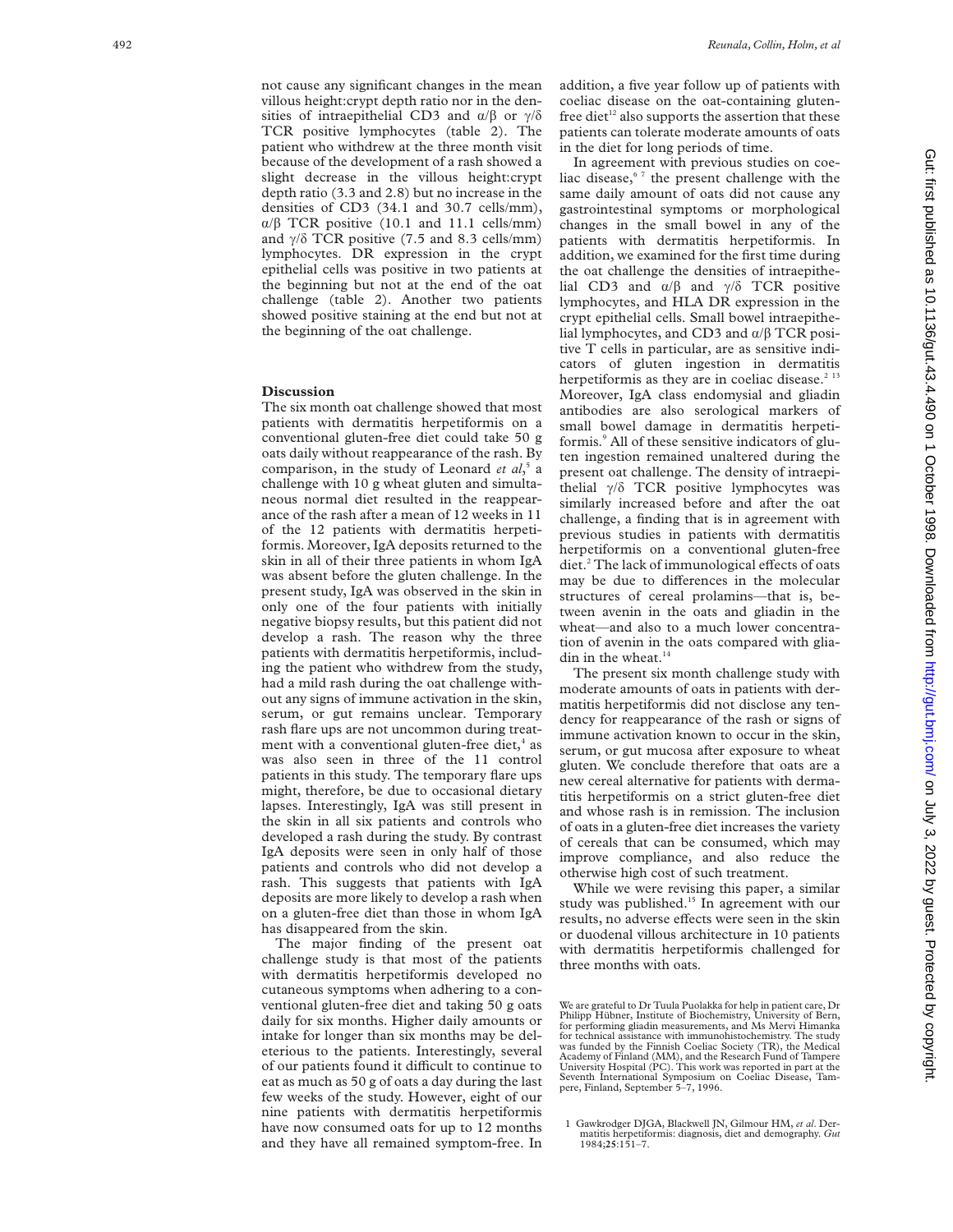not cause any significant changes in the mean villous height:crypt depth ratio nor in the densities of intraepithelial CD3 and α/β or γ/δ TCR positive lymphocytes (table 2). The patient who withdrew at the three month visit because of the development of a rash showed a slight decrease in the villous height:crypt depth ratio (3.3 and 2.8) but no increase in the densities of CD3 (34.1 and 30.7 cells/mm), α/β TCR positive (10.1 and 11.1 cells/mm) and γ/δ TCR positive (7.5 and 8.3 cells/mm) lymphocytes. DR expression in the crypt epithelial cells was positive in two patients at the beginning but not at the end of the oat challenge (table 2). Another two patients showed positive staining at the end but not at the beginning of the oat challenge.

## Discussion

The six month oat challenge showed that most patients with dermatitis herpetiformis on a conventional gluten-free diet could take 50 g oats daily without reappearance of the rash. By comparison, in the study of Leonard *et al*,[5] a challenge with 10 g wheat gluten and simultaneous normal diet resulted in the reappearance of the rash after a mean of 12 weeks in 11 of the 12 patients with dermatitis herpetiformis. Moreover, IgA deposits returned to the skin in all of their three patients in whom IgA was absent before the gluten challenge. In the present study, IgA was observed in the skin in only one of the four patients with initially negative biopsy results, but this patient did not develop a rash. The reason why the three patients with dermatitis herpetiformis, including the patient who withdrew from the study, had a mild rash during the oat challenge without any signs of immune activation in the skin, serum, or gut remains unclear. Temporary rash flare ups are not uncommon during treatment with a conventional gluten-free diet,[4] as was also seen in three of the 11 control patients in this study. The temporary flare ups might, therefore, be due to occasional dietary lapses. Interestingly, IgA was still present in the skin in all six patients and controls who developed a rash during the study. By contrast IgA deposits were seen in only half of those patients and controls who did not develop a rash. This suggests that patients with IgA deposits are more likely to develop a rash when on a gluten-free diet than those in whom IgA has disappeared from the skin.

The major finding of the present oat challenge study is that most of the patients with dermatitis herpetiformis developed no cutaneous symptoms when adhering to a conventional gluten-free diet and taking 50 g oats daily for six months. Higher daily amounts or intake for longer than six months may be deleterious to the patients. Interestingly, several of our patients found it difficult to continue to eat as much as 50 g of oats a day during the last few weeks of the study. However, eight of our nine patients with dermatitis herpetiformis have now consumed oats for up to 12 months and they have all remained symptom-free. In addition, a five year follow up of patients with coeliac disease on the oat-containing gluten-free diet[12] also supports the assertion that these patients can tolerate moderate amounts of oats in the diet for long periods of time.

In agreement with previous studies on coeliac disease,[6,7] the present challenge with the same daily amount of oats did not cause any gastrointestinal symptoms or morphological changes in the small bowel in any of the patients with dermatitis herpetiformis. In addition, we examined for the first time during the oat challenge the densities of intraepithelial CD3 and α/β and γ/δ TCR positive lymphocytes, and HLA DR expression in the crypt epithelial cells. Small bowel intraepithelial lymphocytes, and CD3 and α/β TCR positive T cells in particular, are as sensitive indicators of gluten ingestion in dermatitis herpetiformis as they are in coeliac disease.[2,13] Moreover, IgA class endomysial and gliadin antibodies are also serological markers of small bowel damage in dermatitis herpetiformis.[9] All of these sensitive indicators of gluten ingestion remained unaltered during the present oat challenge. The density of intraepithelial γ/δ TCR positive lymphocytes was similarly increased before and after the oat challenge, a finding that is in agreement with previous studies in patients with dermatitis herpetiformis on a conventional gluten-free diet.[2] The lack of immunological effects of oats may be due to differences in the molecular structures of cereal prolamins—that is, between avenin in the oats and gliadin in the wheat—and also to a much lower concentration of avenin in the oats compared with gliadin in the wheat.[14]

The present six month challenge study with moderate amounts of oats in patients with dermatitis herpetiformis did not disclose any tendency for reappearance of the rash or signs of immune activation known to occur in the skin, serum, or gut mucosa after exposure to wheat gluten. We conclude therefore that oats are a new cereal alternative for patients with dermatitis herpetiformis on a strict gluten-free diet and whose rash is in remission. The inclusion of oats in a gluten-free diet increases the variety of cereals that can be consumed, which may improve compliance, and also reduce the otherwise high cost of such treatment.

While we were revising this paper, a similar study was published.[15] In agreement with our results, no adverse effects were seen in the skin or duodenal villous architecture in 10 patients with dermatitis herpetiformis challenged for three months with oats.

We are grateful to Dr Tuula Puolakka for help in patient care, Dr Philipp Hübner, Institute of Biochemistry, University of Bern, for performing gliadin measurements, and Ms Mervi Himanka for technical assistance with immunohistochemistry. The study was funded by the Finnish Coeliac Society (TR), the Medical Academy of Finland (MM), and the Research Fund of Tampere University Hospital (PC). This work was reported in part at the Seventh International Symposium on Coeliac Disease, Tampere, Finland, September 5–7, 1996.

1 Gawkrodger DJGA, Blackwell JN, Gilmour HM, *et al*. Dermatitis herpetiformis: diagnosis, diet and demography. *Gut* 1984;**25**:151–7.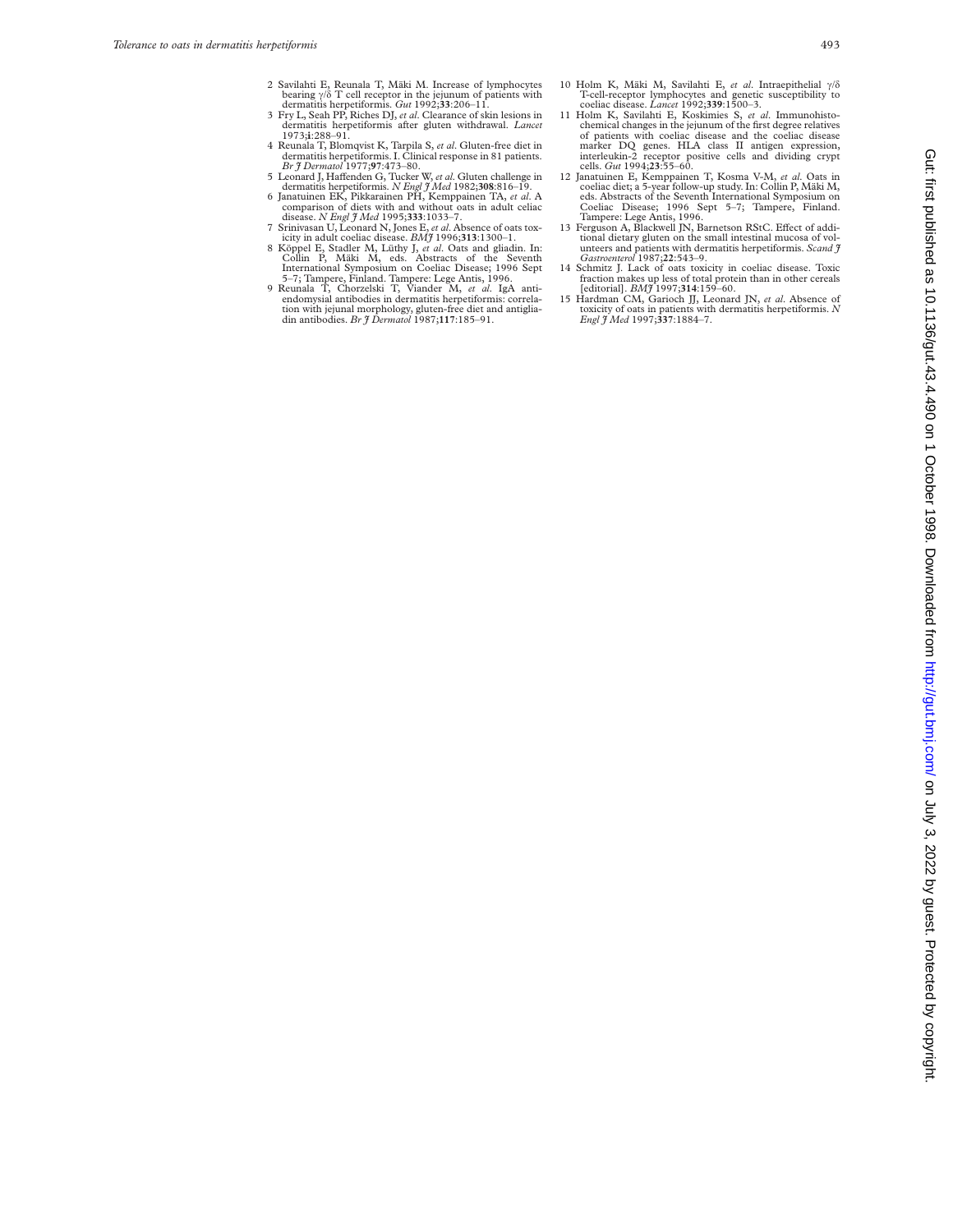2 Savilahti E, Reunala T, Mäki M. Increase of lymphocytes bearing γ/δ T cell receptor in the jejunum of patients with dermatitis herpetiformis. *Gut* 1992;**33**:206–11.

3 Fry L, Seah PP, Riches DJ, *et al*. Clearance of skin lesions in dermatitis herpetiformis after gluten withdrawal. *Lancet* 1973;**i**:288–91.

4 Reunala T, Blomqvist K, Tarpila S, *et al*. Gluten-free diet in dermatitis herpetiformis. I. Clinical response in 81 patients. *Br J Dermatol* 1977;**97**:473–80.

5 Leonard J, Haffenden G, Tucker W, *et al*. Gluten challenge in dermatitis herpetiformis. *N Engl J Med* 1982;**308**:816–19.

6 Janatuinen EK, Pikkarainen PH, Kemppainen TA, *et al*. A comparison of diets with and without oats in adult celiac disease. *N Engl J Med* 1995;**333**:1033–7.

7 Srinivasan U, Leonard N, Jones E, *et al*. Absence of oats toxicity in adult coeliac disease. *BMJ* 1996;**313**:1300–1.

8 Köppel E, Stadler M, Lüthy J, *et al*. Oats and gliadin. In: Collin P, Mäki M, eds. Abstracts of the Seventh International Symposium on Coeliac Disease; 1996 Sept 5–7; Tampere, Finland. Tampere: Lege Antis, 1996.

9 Reunala T, Chorzelski T, Viander M, *et al*. IgA anti-endomysial antibodies in dermatitis herpetiformis: correlation with jejunal morphology, gluten-free diet and antigliadin antibodies. *Br J Dermatol* 1987;**117**:185–91.

10 Holm K, Mäki M, Savilahti E, *et al*. Intraepithelial γ/δ T-cell-receptor lymphocytes and genetic susceptibility to coeliac disease. *Lancet* 1992;**339**:1500–3.

11 Holm K, Savilahti E, Koskimies S, *et al*. Immunohistochemical changes in the jejunum of the first degree relatives of patients with coeliac disease and the coeliac disease marker DQ genes. HLA class II antigen expression, interleukin-2 receptor positive cells and dividing crypt cells. *Gut* 1994;**23**:55–60.

12 Janatuinen E, Kemppainen T, Kosma V-M, *et al*. Oats in coeliac diet; a 5-year follow-up study. In: Collin P, Mäki M, eds. Abstracts of the Seventh International Symposium on Coeliac Disease; 1996 Sept 5–7; Tampere, Finland. Tampere: Lege Antis, 1996.

13 Ferguson A, Blackwell JN, Barnetson RStC. Effect of additional dietary gluten on the small intestinal mucosa of volunteers and patients with dermatitis herpetiformis. *Scand J Gastroenterol* 1987;**22**:543–9.

14 Schmitz J. Lack of oats toxicity in coeliac disease. Toxic fraction makes up less of total protein than in other cereals [editorial]. *BMJ* 1997;**314**:159–60.

15 Hardman CM, Garioch JJ, Leonard JN, *et al*. Absence of toxicity of oats in patients with dermatitis herpetiformis. *N Engl J Med* 1997;**337**:1884–7.